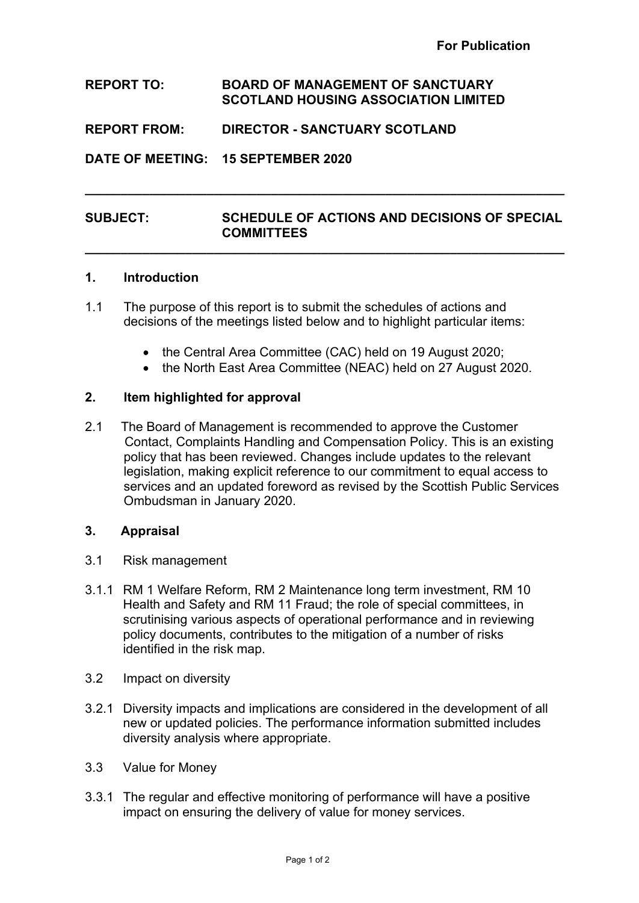**For Publication**

**REPORT TO:** **BOARD OF MANAGEMENT OF SANCTUARY SCOTLAND HOUSING ASSOCIATION LIMITED**

**REPORT FROM:** **DIRECTOR - SANCTUARY SCOTLAND**

**DATE OF MEETING:** **15 SEPTEMBER 2020**

---

**SUBJECT:** **SCHEDULE OF ACTIONS AND DECISIONS OF SPECIAL COMMITTEES**

---

## 1. Introduction

1.1 The purpose of this report is to submit the schedules of actions and decisions of the meetings listed below and to highlight particular items:

- the Central Area Committee (CAC) held on 19 August 2020;
- the North East Area Committee (NEAC) held on 27 August 2020.

## 2. Item highlighted for approval

2.1 The Board of Management is recommended to approve the Customer Contact, Complaints Handling and Compensation Policy. This is an existing policy that has been reviewed. Changes include updates to the relevant legislation, making explicit reference to our commitment to equal access to services and an updated foreword as revised by the Scottish Public Services Ombudsman in January 2020.

## 3. Appraisal

3.1 Risk management

3.1.1 RM 1 Welfare Reform, RM 2 Maintenance long term investment, RM 10 Health and Safety and RM 11 Fraud; the role of special committees, in scrutinising various aspects of operational performance and in reviewing policy documents, contributes to the mitigation of a number of risks identified in the risk map.

3.2 Impact on diversity

3.2.1 Diversity impacts and implications are considered in the development of all new or updated policies. The performance information submitted includes diversity analysis where appropriate.

3.3 Value for Money

3.3.1 The regular and effective monitoring of performance will have a positive impact on ensuring the delivery of value for money services.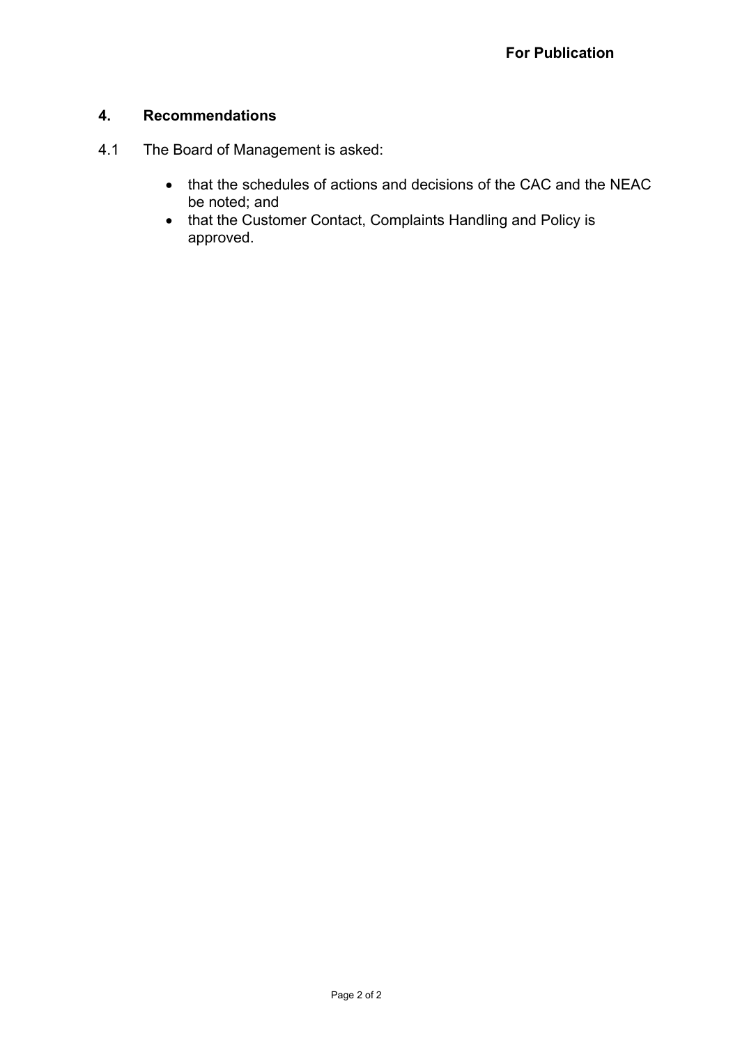**For Publication**

## 4. Recommendations

4.1 The Board of Management is asked:

- that the schedules of actions and decisions of the CAC and the NEAC be noted; and
- that the Customer Contact, Complaints Handling and Policy is approved.